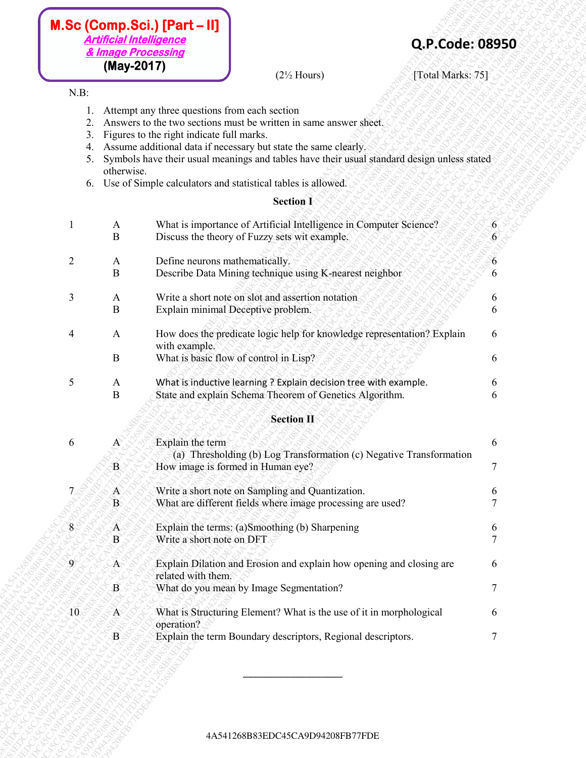**M.Sc (Comp.Sci.) [Part – II]**
***Artificial Intelligence & Image Processing***
**(May-2017)**

**Q.P.Code: 08950**

(2½ Hours) [Total Marks: 75]

N.B:

1. Attempt any three questions from each section
2. Answers to the two sections must be written in same answer sheet.
3. Figures to the right indicate full marks.
4. Assume additional data if necessary but state the same clearly.
5. Symbols have their usual meanings and tables have their usual standard design unless stated otherwise.
6. Use of Simple calculators and statistical tables is allowed.

## Section I

| | | | |
|---|---|---|---|
| 1 | A | What is importance of Artificial Intelligence in Computer Science? | 6 |
| | B | Discuss the theory of Fuzzy sets wit example. | 6 |
| 2 | A | Define neurons mathematically. | 6 |
| | B | Describe Data Mining technique using K-nearest neighbor | 6 |
| 3 | A | Write a short note on slot and assertion notation | 6 |
| | B | Explain minimal Deceptive problem. | 6 |
| 4 | A | How does the predicate logic help for knowledge representation? Explain with example. | 6 |
| | B | What is basic flow of control in Lisp? | 6 |
| 5 | A | What is inductive learning ? Explain decision tree with example. | 6 |
| | B | State and explain Schema Theorem of Genetics Algorithm. | 6 |

## Section II

| | | | |
|---|---|---|---|
| 6 | A | Explain the term (a) Thresholding (b) Log Transformation (c) Negative Transformation | 6 |
| | B | How image is formed in Human eye? | 7 |
| 7 | A | Write a short note on Sampling and Quantization. | 6 |
| | B | What are different fields where image processing are used? | 7 |
| 8 | A | Explain the terms: (a)Smoothing (b) Sharpening | 6 |
| | B | Write a short note on DFT | 7 |
| 9 | A | Explain Dilation and Erosion and explain how opening and closing are related with them. | 6 |
| | B | What do you mean by Image Segmentation? | 7 |
| 10 | A | What is Structuring Element? What is the use of it in morphological operation? | 6 |
| | B | Explain the term Boundary descriptors, Regional descriptors. | 7 |

---

4A541268B83EDC45CA9D94208FB77FDE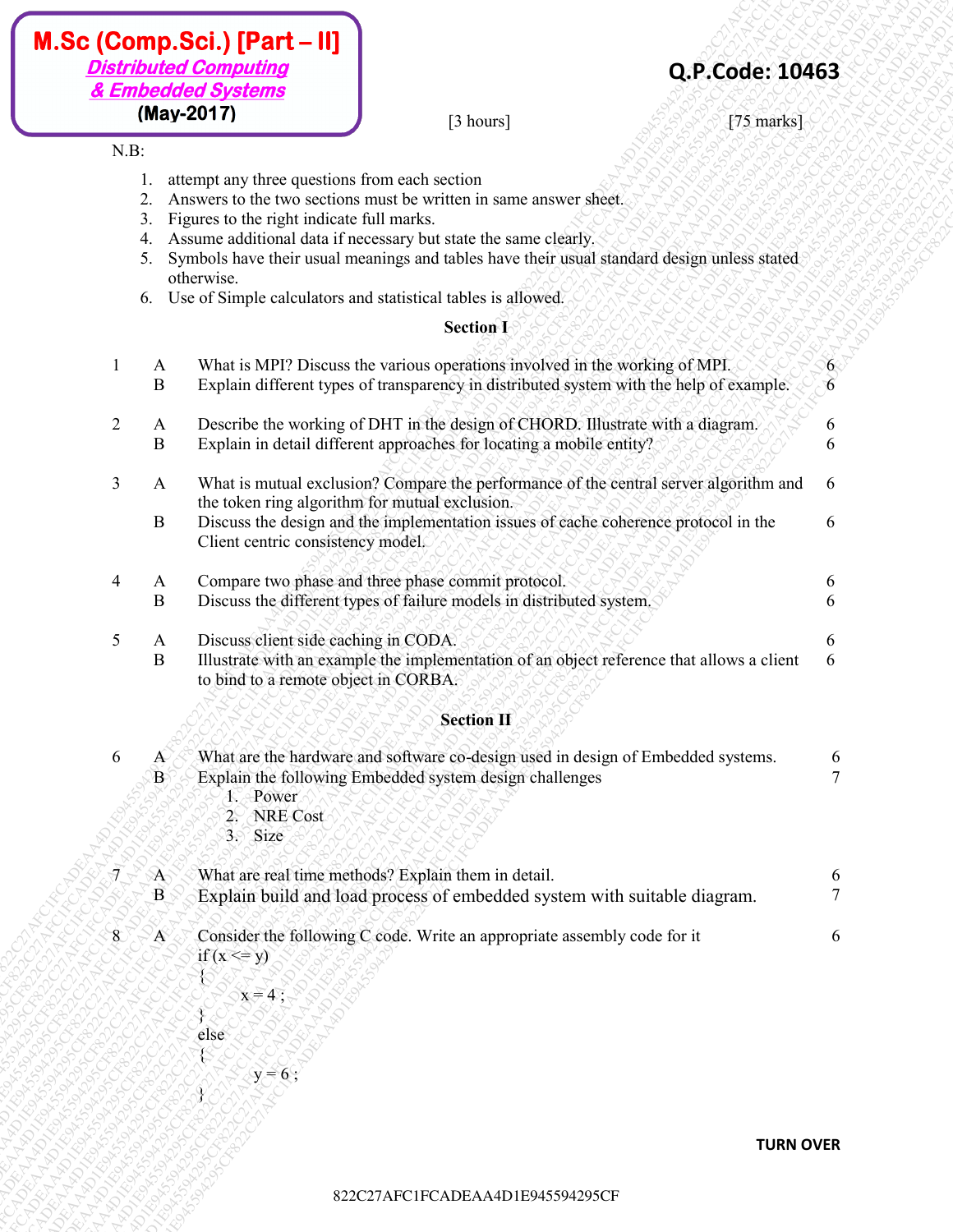**M.Sc (Comp.Sci.) [Part – II]**
***Distributed Computing & Embedded Systems***
**(May-2017)**

**Q.P.Code: 10463**

[3 hours] [75 marks]

N.B:

1. attempt any three questions from each section
2. Answers to the two sections must be written in same answer sheet.
3. Figures to the right indicate full marks.
4. Assume additional data if necessary but state the same clearly.
5. Symbols have their usual meanings and tables have their usual standard design unless stated otherwise.
6. Use of Simple calculators and statistical tables is allowed.

## Section I

| | | | |
|---|---|---|---|
| 1 | A | What is MPI? Discuss the various operations involved in the working of MPI. | 6 |
| | B | Explain different types of transparency in distributed system with the help of example. | 6 |
| 2 | A | Describe the working of DHT in the design of CHORD. Illustrate with a diagram. | 6 |
| | B | Explain in detail different approaches for locating a mobile entity? | 6 |
| 3 | A | What is mutual exclusion? Compare the performance of the central server algorithm and the token ring algorithm for mutual exclusion. | 6 |
| | B | Discuss the design and the implementation issues of cache coherence protocol in the Client centric consistency model. | 6 |
| 4 | A | Compare two phase and three phase commit protocol. | 6 |
| | B | Discuss the different types of failure models in distributed system. | 6 |
| 5 | A | Discuss client side caching in CODA. | 6 |
| | B | Illustrate with an example the implementation of an object reference that allows a client to bind to a remote object in CORBA. | 6 |

## Section II

| | | | |
|---|---|---|---|
| 6 | A | What are the hardware and software co-design used in design of Embedded systems. | 6 |
| | B | Explain the following Embedded system design challenges<br>1. Power<br>2. NRE Cost<br>3. Size | 7 |
| 7 | A | What are real time methods? Explain them in detail. | 6 |
| | B | Explain build and load process of embedded system with suitable diagram. | 7 |
| 8 | A | Consider the following C code. Write an appropriate assembly code for it | 6 |

```
if (x <= y)
{
      x = 4 ;
}
else
{
      y = 6 ;
}
```

**TURN OVER**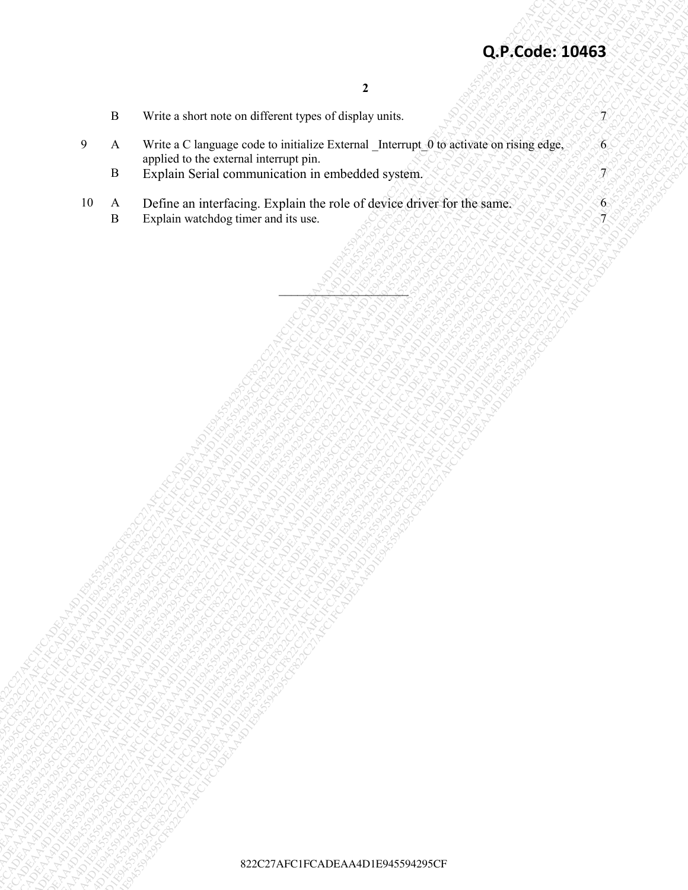| | | | |
|---|---|---|---|
| | B | Write a short note on different types of display units. | 7 |
| 9 | A | Write a C language code to initialize External _Interrupt_0 to activate on rising edge, applied to the external interrupt pin. | 6 |
| | B | Explain Serial communication in embedded system. | 7 |
| 10 | A | Define an interfacing. Explain the role of device driver for the same. | 6 |
| | B | Explain watchdog timer and its use. | 7 |

______________________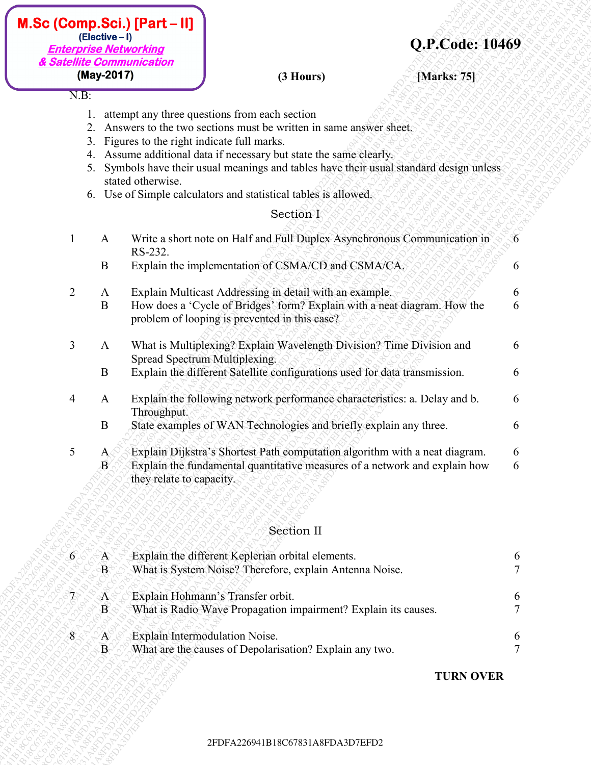**M.Sc (Comp.Sci.) [Part – II]**
**(Elective – I)**
***Enterprise Networking & Satellite Communication***
**(May-2017)**

**Q.P.Code: 10469**

**(3 Hours)** **[Marks: 75]**

N.B:

1. attempt any three questions from each section
2. Answers to the two sections must be written in same answer sheet.
3. Figures to the right indicate full marks.
4. Assume additional data if necessary but state the same clearly.
5. Symbols have their usual meanings and tables have their usual standard design unless stated otherwise.
6. Use of Simple calculators and statistical tables is allowed.

## Section I

| | | | |
|---|---|---|---|
| 1 | A | Write a short note on Half and Full Duplex Asynchronous Communication in RS-232. | 6 |
| | B | Explain the implementation of CSMA/CD and CSMA/CA. | 6 |
| 2 | A | Explain Multicast Addressing in detail with an example. | 6 |
| | B | How does a 'Cycle of Bridges' form? Explain with a neat diagram. How the problem of looping is prevented in this case? | 6 |
| 3 | A | What is Multiplexing? Explain Wavelength Division? Time Division and Spread Spectrum Multiplexing. | 6 |
| | B | Explain the different Satellite configurations used for data transmission. | 6 |
| 4 | A | Explain the following network performance characteristics: a. Delay and b. Throughput. | 6 |
| | B | State examples of WAN Technologies and briefly explain any three. | 6 |
| 5 | A | Explain Dijkstra's Shortest Path computation algorithm with a neat diagram. | 6 |
| | B | Explain the fundamental quantitative measures of a network and explain how they relate to capacity. | 6 |

## Section II

| | | | |
|---|---|---|---|
| 6 | A | Explain the different Keplerian orbital elements. | 6 |
| | B | What is System Noise? Therefore, explain Antenna Noise. | 7 |
| 7 | A | Explain Hohmann's Transfer orbit. | 6 |
| | B | What is Radio Wave Propagation impairment? Explain its causes. | 7 |
| 8 | A | Explain Intermodulation Noise. | 6 |
| | B | What are the causes of Depolarisation? Explain any two. | 7 |

**TURN OVER**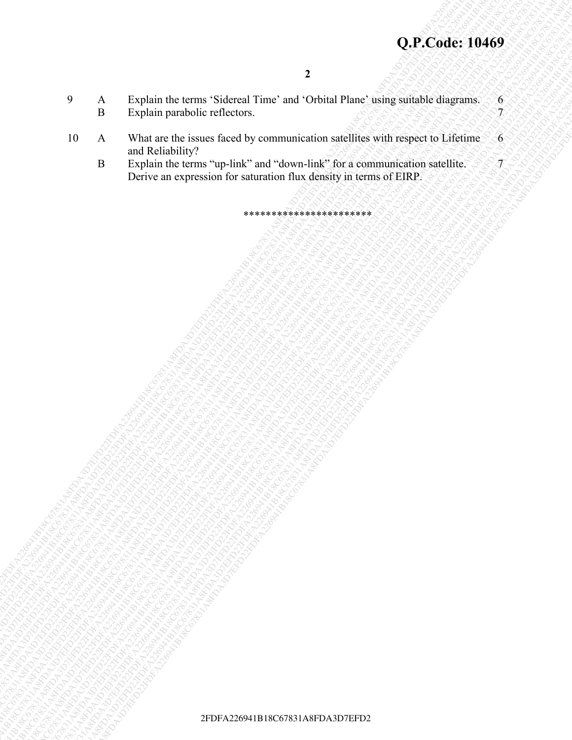**Q.P.Code: 10469**

| | | | |
|---|---|---|---|
| 9 | A | Explain the terms 'Sidereal Time' and 'Orbital Plane' using suitable diagrams. | 6 |
| | B | Explain parabolic reflectors. | 7 |
| 10 | A | What are the issues faced by communication satellites with respect to Lifetime and Reliability? | 6 |
| | B | Explain the terms "up-link" and "down-link" for a communication satellite. Derive an expression for saturation flux density in terms of EIRP. | 7 |

**********************

2FDFA226941B18C67831A8FDA3D7EFD2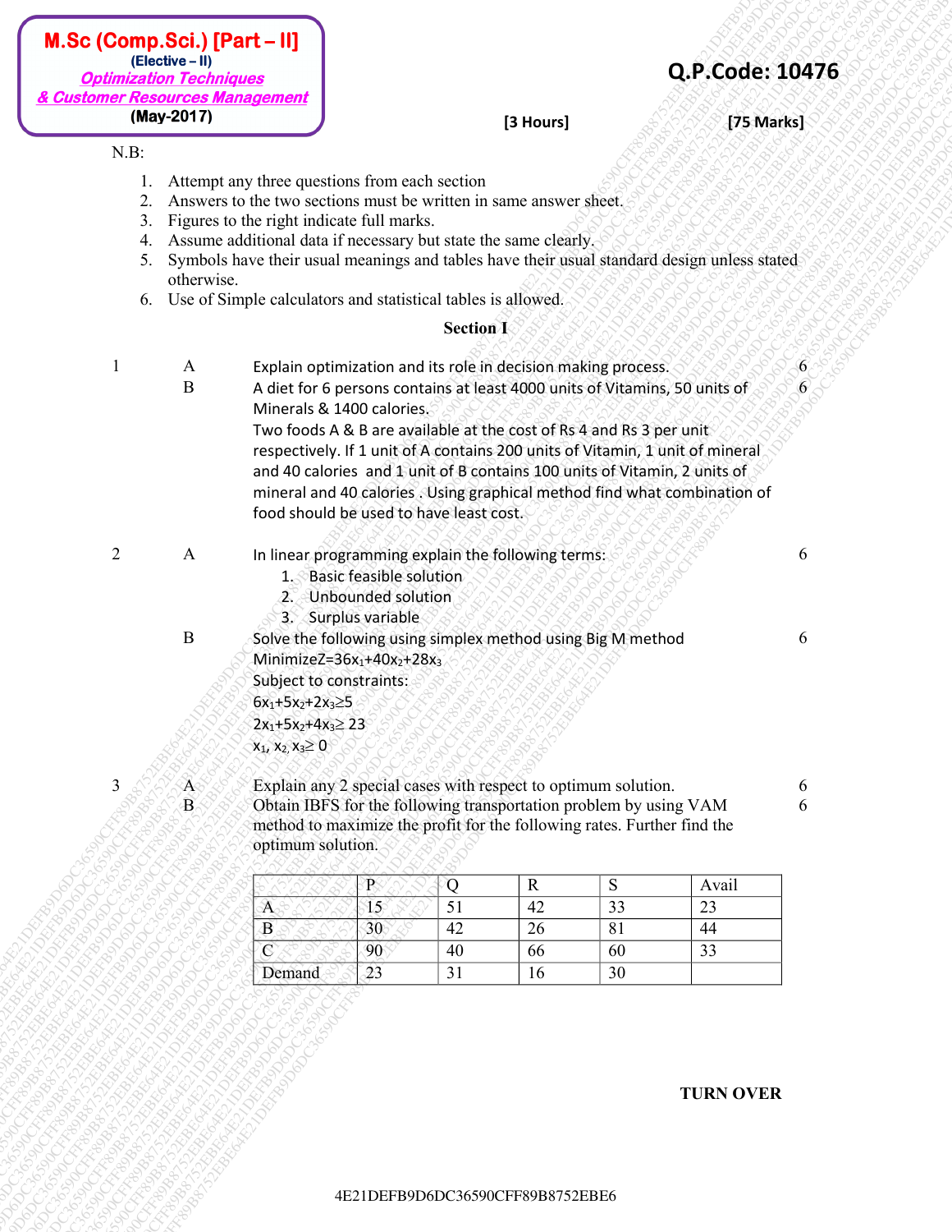**M.Sc (Comp.Sci.) [Part – II]**
**(Elective – II)**
***Optimization Techniques***
***& Customer Resources Management***
**(May-2017)**

**Q.P.Code: 10476**

**[3 Hours]** **[75 Marks]**

N.B:

1. Attempt any three questions from each section
2. Answers to the two sections must be written in same answer sheet.
3. Figures to the right indicate full marks.
4. Assume additional data if necessary but state the same clearly.
5. Symbols have their usual meanings and tables have their usual standard design unless stated otherwise.
6. Use of Simple calculators and statistical tables is allowed.

## Section I

**1 A** Explain optimization and its role in decision making process. **6**

**B** A diet for 6 persons contains at least 4000 units of Vitamins, 50 units of Minerals & 1400 calories. **6**
Two foods A & B are available at the cost of Rs 4 and Rs 3 per unit respectively. If 1 unit of A contains 200 units of Vitamin, 1 unit of mineral and 40 calories and 1 unit of B contains 100 units of Vitamin, 2 units of mineral and 40 calories . Using graphical method find what combination of food should be used to have least cost.

**2 A** In linear programming explain the following terms: **6**

1. Basic feasible solution
2. Unbounded solution
3. Surplus variable

**B** Solve the following using simplex method using Big M method **6**
Minimize $Z=36x_1+40x_2+28x_3$
Subject to constraints:
$6x_1+5x_2+2x_3 \geq 5$
$2x_1+5x_2+4x_3 \geq 23$
$x_1, x_2, x_3 \geq 0$

**3 A** Explain any 2 special cases with respect to optimum solution. **6**

**B** Obtain IBFS for the following transportation problem by using VAM method to maximize the profit for the following rates. Further find the optimum solution. **6**

| | P | Q | R | S | Avail |
|---|---|---|---|---|---|
| A | 15 | 51 | 42 | 33 | 23 |
| B | 30 | 42 | 26 | 81 | 44 |
| C | 90 | 40 | 66 | 60 | 33 |
| Demand | 23 | 31 | 16 | 30 | |

**TURN OVER**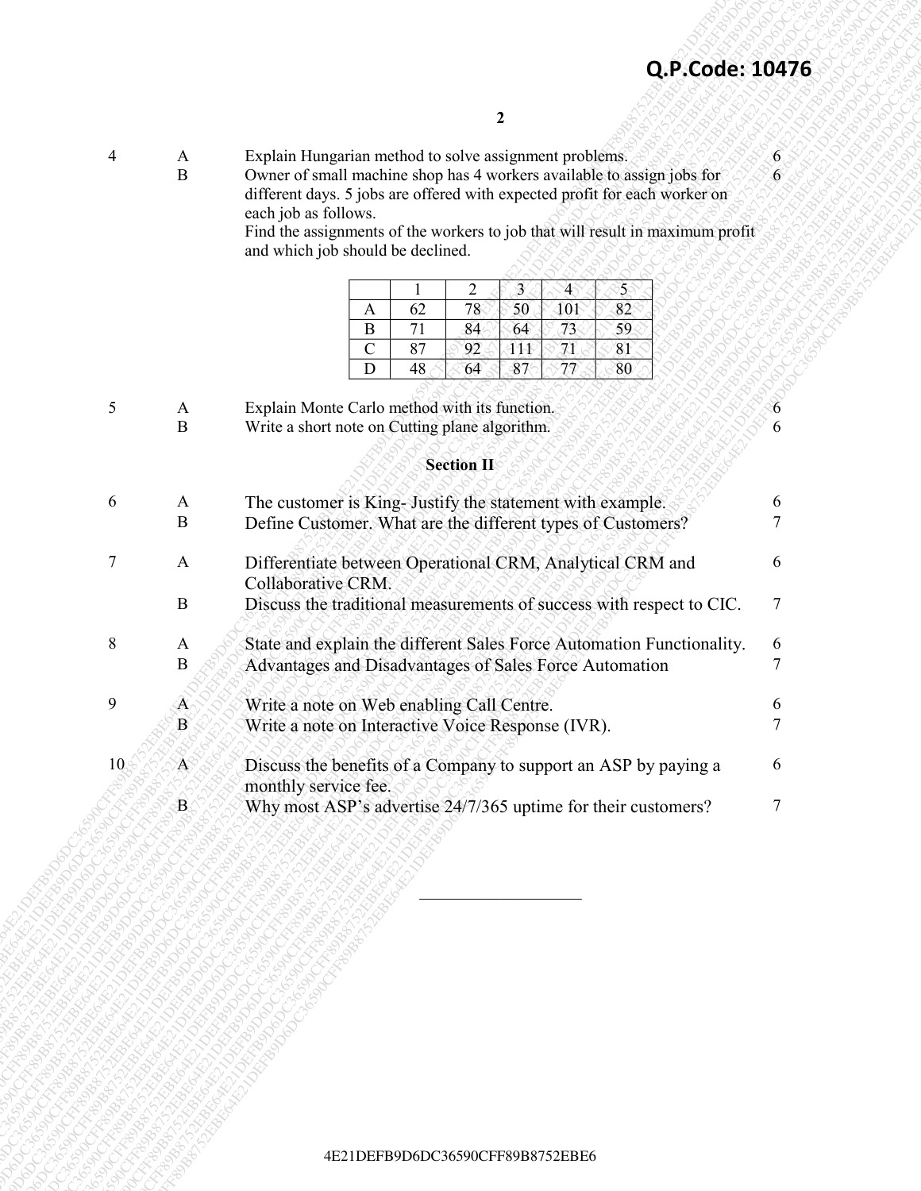| | | | |
|---|---|---|---|
| 4 | A | Explain Hungarian method to solve assignment problems. | 6 |
| | B | Owner of small machine shop has 4 workers available to assign jobs for different days. 5 jobs are offered with expected profit for each worker on each job as follows. Find the assignments of the workers to job that will result in maximum profit and which job should be declined. | 6 |

| | 1 | 2 | 3 | 4 | 5 |
|---|---|---|---|---|---|
| A | 62 | 78 | 50 | 101 | 82 |
| B | 71 | 84 | 64 | 73 | 59 |
| C | 87 | 92 | 111 | 71 | 81 |
| D | 48 | 64 | 87 | 77 | 80 |

| | | | |
|---|---|---|---|
| 5 | A | Explain Monte Carlo method with its function. | 6 |
| | B | Write a short note on Cutting plane algorithm. | 6 |

## Section II

| | | | |
|---|---|---|---|
| 6 | A | The customer is King- Justify the statement with example. | 6 |
| | B | Define Customer. What are the different types of Customers? | 7 |
| 7 | A | Differentiate between Operational CRM, Analytical CRM and Collaborative CRM. | 6 |
| | B | Discuss the traditional measurements of success with respect to CIC. | 7 |
| 8 | A | State and explain the different Sales Force Automation Functionality. | 6 |
| | B | Advantages and Disadvantages of Sales Force Automation | 7 |
| 9 | A | Write a note on Web enabling Call Centre. | 6 |
| | B | Write a note on Interactive Voice Response (IVR). | 7 |
| 10 | A | Discuss the benefits of a Company to support an ASP by paying a monthly service fee. | 6 |
| | B | Why most ASP's advertise 24/7/365 uptime for their customers? | 7 |

---